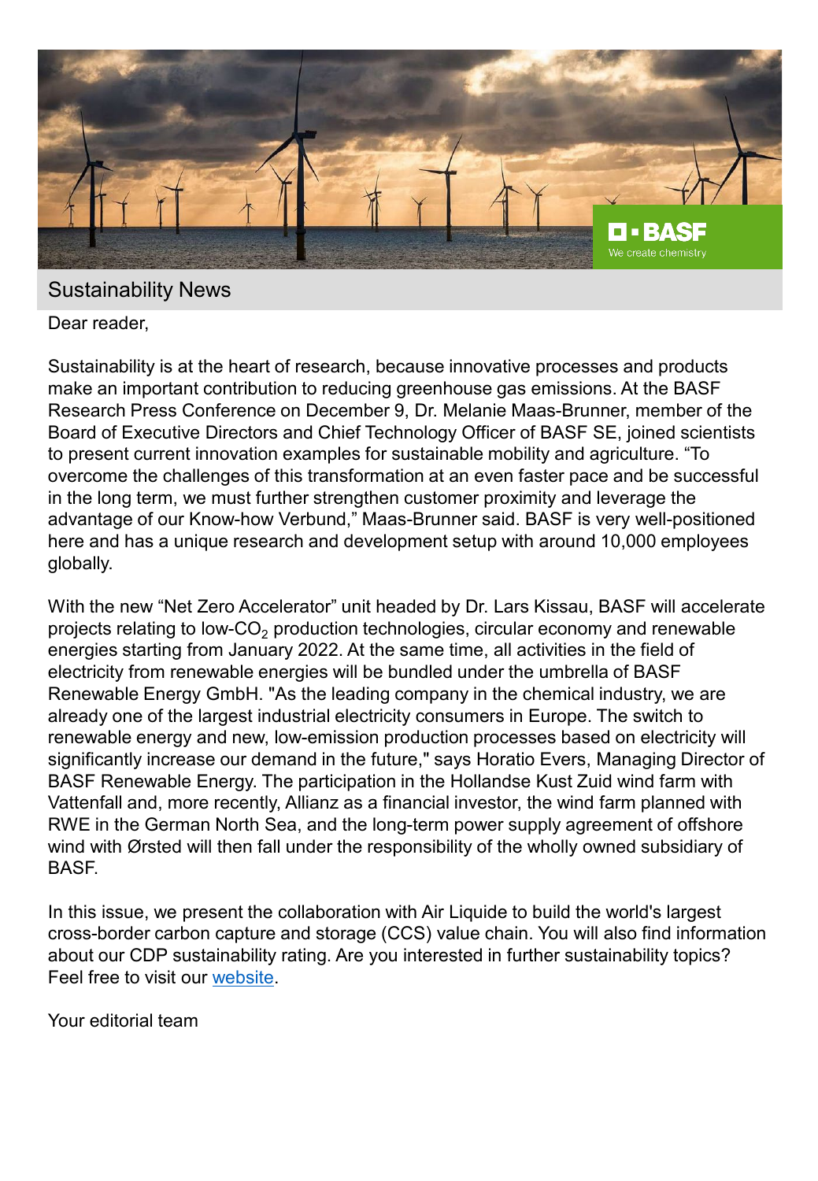## Sustainability News

Dear reader,

Sustainability is at the heart of research, because innovative processes and products make an important contribution to reducing greenhouse gas emissions. At the BASF Research Press Conference on December 9, Dr. Melanie Maas-Brunner, member of the Board of Executive Directors and Chief Technology Officer of BASF SE, joined scientists to present current innovation examples for sustainable mobility and agriculture. “To overcome the challenges of this transformation at an even faster pace and be successful in the long term, we must further strengthen customer proximity and leverage the advantage of our Know-how Verbund,” Maas-Brunner said. BASF is very well-positioned here and has a unique research and development setup with around 10,000 employees globally.

With the new “Net Zero Accelerator” unit headed by Dr. Lars Kissau, BASF will accelerate projects relating to low-$CO_2$ production technologies, circular economy and renewable energies starting from January 2022. At the same time, all activities in the field of electricity from renewable energies will be bundled under the umbrella of BASF Renewable Energy GmbH. "As the leading company in the chemical industry, we are already one of the largest industrial electricity consumers in Europe. The switch to renewable energy and new, low-emission production processes based on electricity will significantly increase our demand in the future," says Horatio Evers, Managing Director of BASF Renewable Energy. The participation in the Hollandse Kust Zuid wind farm with Vattenfall and, more recently, Allianz as a financial investor, the wind farm planned with RWE in the German North Sea, and the long-term power supply agreement of offshore wind with Ørsted will then fall under the responsibility of the wholly owned subsidiary of BASF.

In this issue, we present the collaboration with Air Liquide to build the world's largest cross-border carbon capture and storage (CCS) value chain. You will also find information about our CDP sustainability rating. Are you interested in further sustainability topics? Feel free to visit our website.

Your editorial team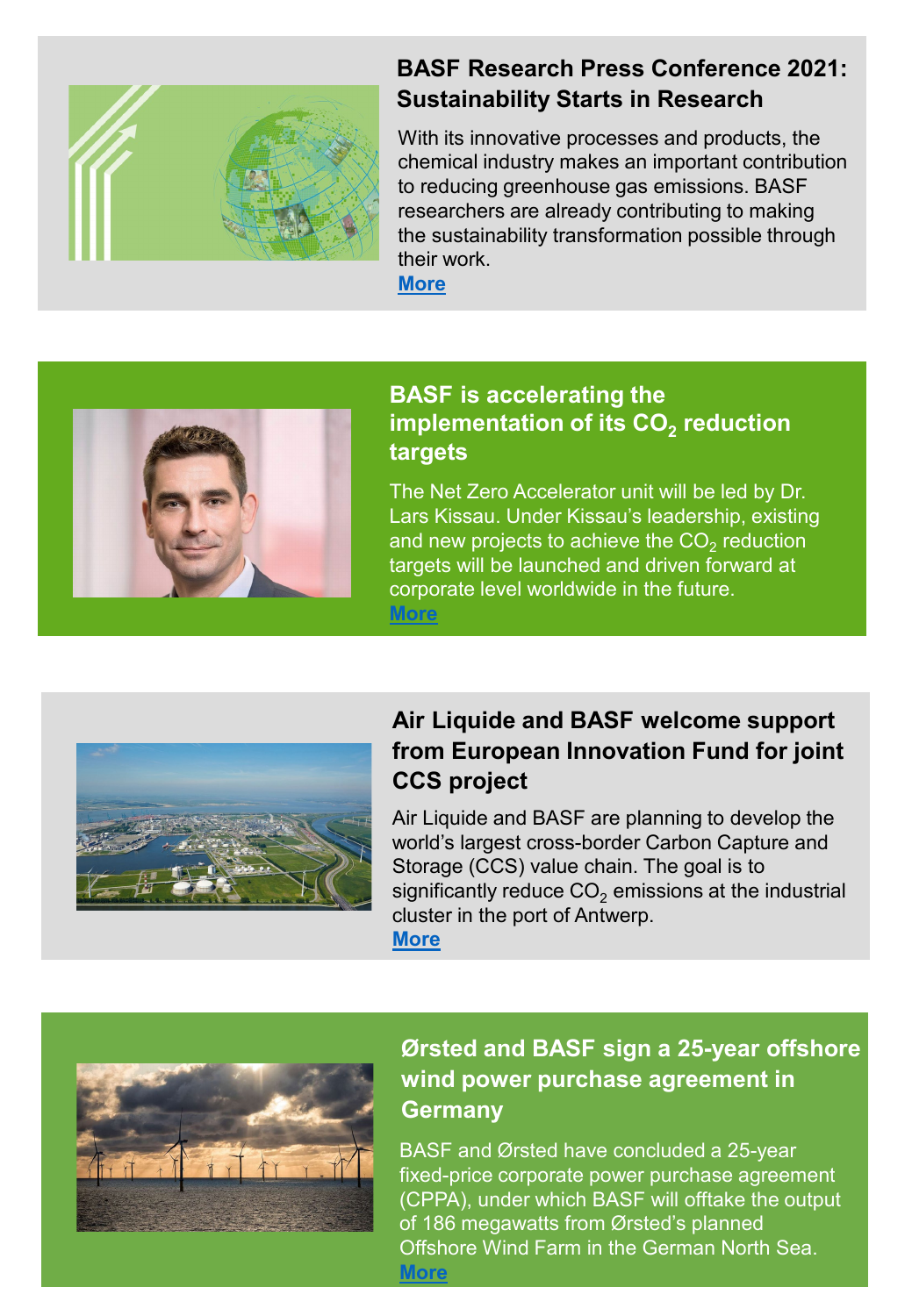## BASF Research Press Conference 2021: Sustainability Starts in Research

With its innovative processes and products, the chemical industry makes an important contribution to reducing greenhouse gas emissions. BASF researchers are already contributing to making the sustainability transformation possible through their work.

More

## BASF is accelerating the implementation of its $CO_2$ reduction targets

The Net Zero Accelerator unit will be led by Dr. Lars Kissau. Under Kissau's leadership, existing and new projects to achieve the $CO_2$ reduction targets will be launched and driven forward at corporate level worldwide in the future.

More

## Air Liquide and BASF welcome support from European Innovation Fund for joint CCS project

Air Liquide and BASF are planning to develop the world's largest cross-border Carbon Capture and Storage (CCS) value chain. The goal is to significantly reduce $CO_2$ emissions at the industrial cluster in the port of Antwerp.

More

## Ørsted and BASF sign a 25-year offshore wind power purchase agreement in Germany

BASF and Ørsted have concluded a 25-year fixed-price corporate power purchase agreement (CPPA), under which BASF will offtake the output of 186 megawatts from Ørsted's planned Offshore Wind Farm in the German North Sea.

More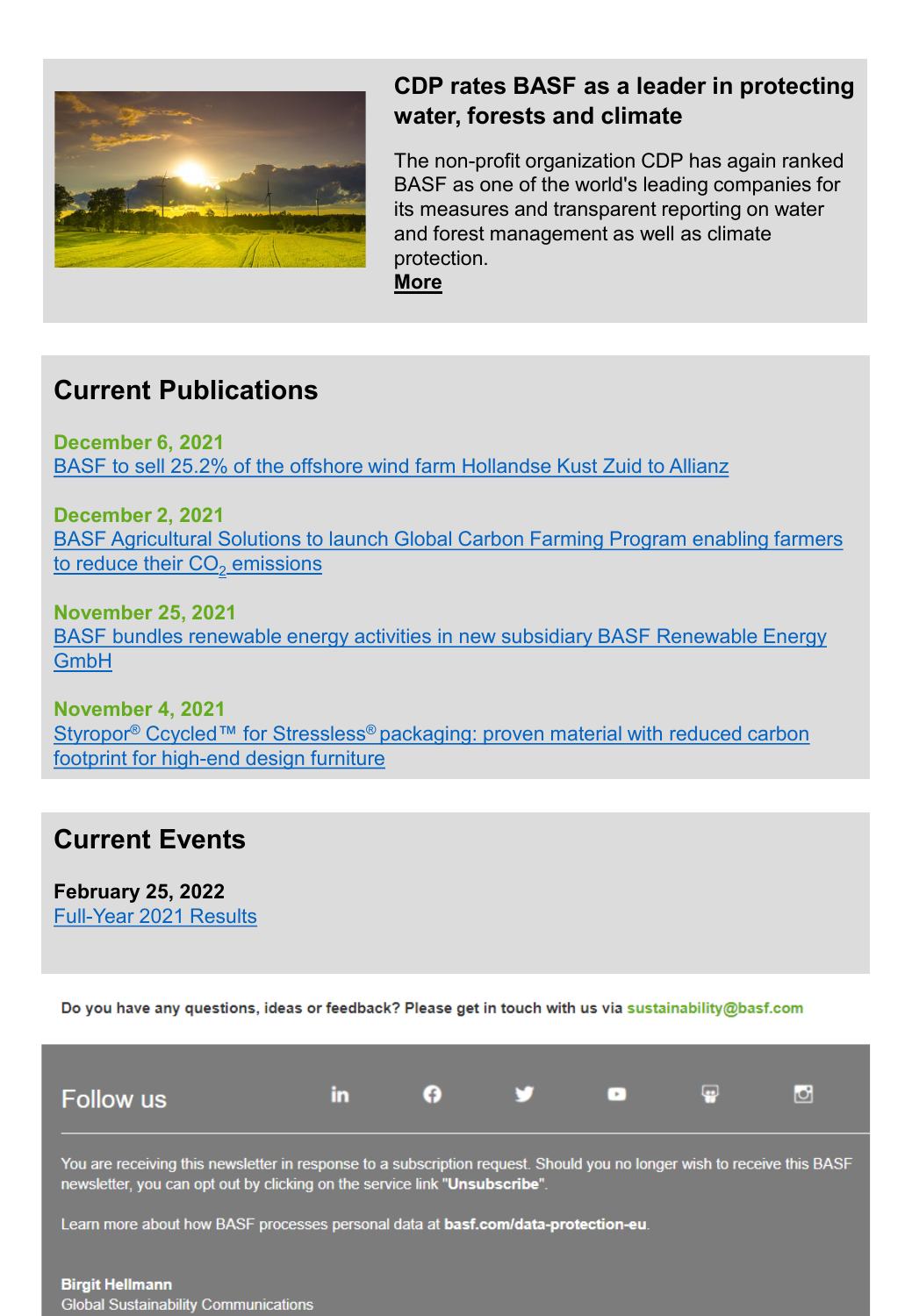## CDP rates BASF as a leader in protecting water, forests and climate

The non-profit organization CDP has again ranked BASF as one of the world's leading companies for its measures and transparent reporting on water and forest management as well as climate protection.
**More**

## Current Publications

**December 6, 2021**
BASF to sell 25.2% of the offshore wind farm Hollandse Kust Zuid to Allianz

**December 2, 2021**
BASF Agricultural Solutions to launch Global Carbon Farming Program enabling farmers to reduce their $CO_2$ emissions

**November 25, 2021**
BASF bundles renewable energy activities in new subsidiary BASF Renewable Energy GmbH

**November 4, 2021**
Styropor® Ccycled™ for Stressless® packaging: proven material with reduced carbon footprint for high-end design furniture

## Current Events

**February 25, 2022**
Full-Year 2021 Results

Do you have any questions, ideas or feedback? Please get in touch with us via sustainability@basf.com

Follow us

You are receiving this newsletter in response to a subscription request. Should you no longer wish to receive this BASF newsletter, you can opt out by clicking on the service link "**Unsubscribe**".

Learn more about how BASF processes personal data at **basf.com/data-protection-eu**.

**Birgit Hellmann**
Global Sustainability Communications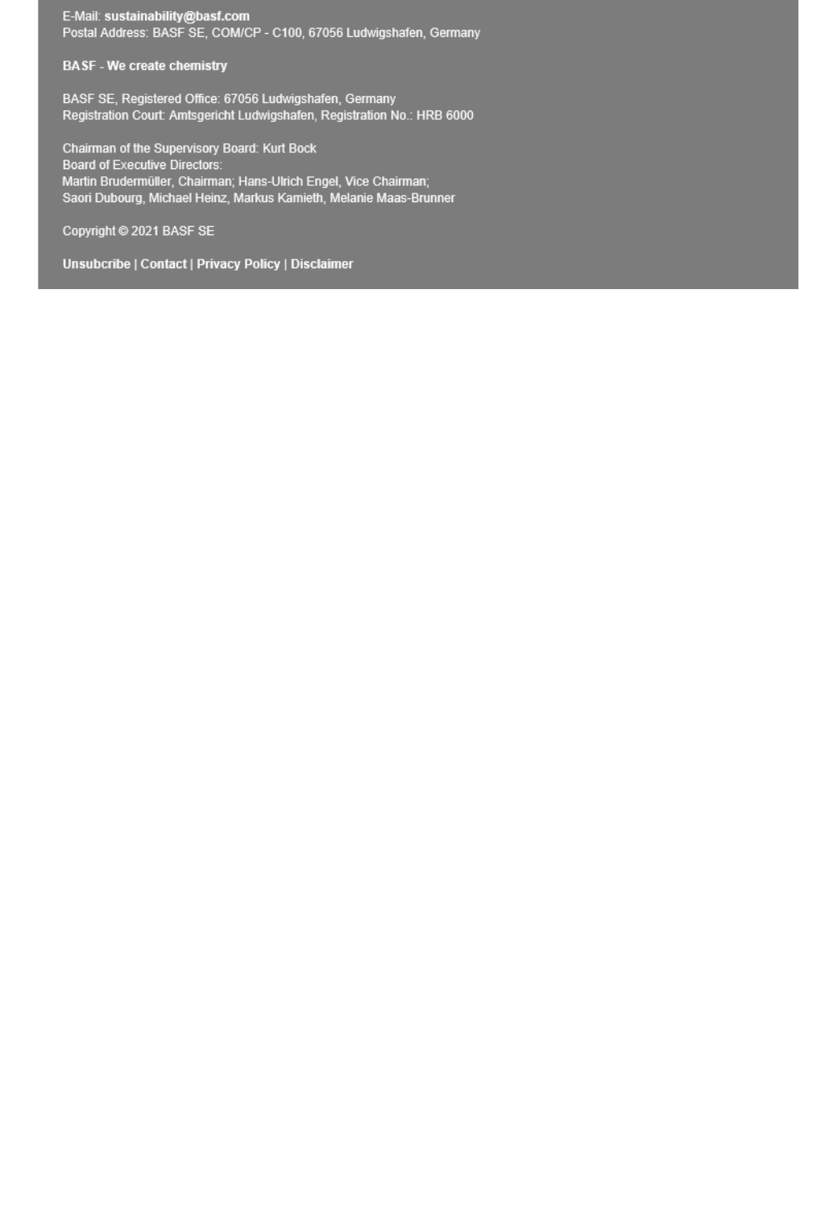E-Mail: **sustainability@basf.com**
Postal Address: BASF SE, COM/CP - C100, 67056 Ludwigshafen, Germany

**BASF - We create chemistry**

BASF SE, Registered Office: 67056 Ludwigshafen, Germany
Registration Court: Amtsgericht Ludwigshafen, Registration No.: HRB 6000

Chairman of the Supervisory Board: Kurt Bock
Board of Executive Directors:
Martin Brudermüller, Chairman; Hans-Ulrich Engel, Vice Chairman;
Saori Dubourg, Michael Heinz, Markus Kamieth, Melanie Maas-Brunner

Copyright © 2021 BASF SE

**Unsubcribe** | **Contact** | **Privacy Policy** | **Disclaimer**